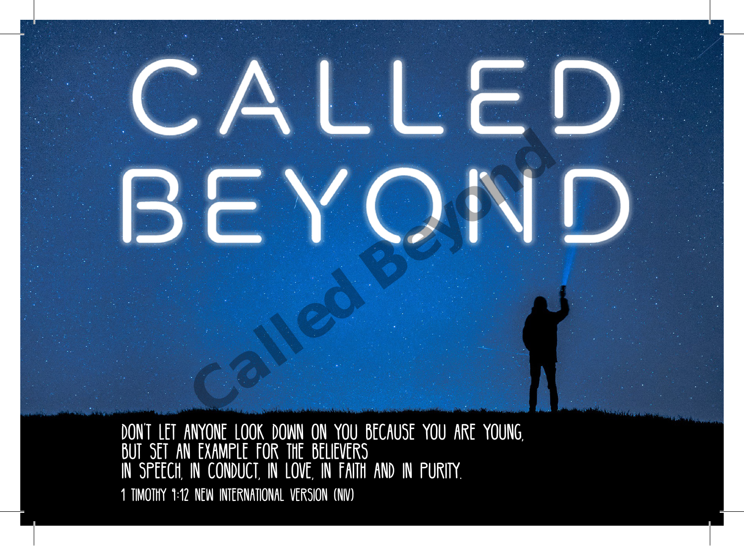# CALLED BEYOND

DON'T LET ANYONE LOOK DOWN ON YOU BECAUSE YOU ARE YOUNG,
BUT SET AN EXAMPLE FOR THE BELIEVERS
IN SPEECH, IN CONDUCT, IN LOVE, IN FAITH AND IN PURITY.

1 TIMOTHY 4:12 NEW INTERNATIONAL VERSION (NIV)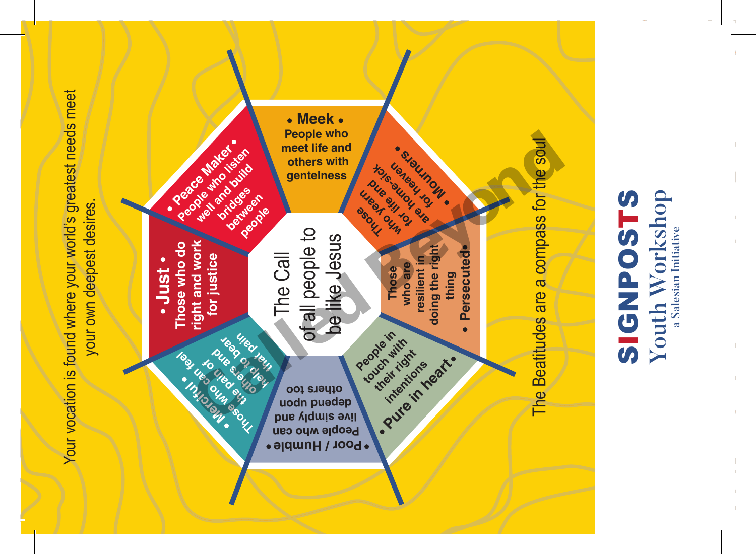Your vocation is found where your world's greatest needs meet your own deepest desires.

# The Call of all people to be like Jesus

**• Meek •**
People who meet life and others with gentleness

**• Mourners •**
Those who yearn for life and are home-sick for heaven

**• Persecuted •**
Those who are resilient in doing the right thing

**• Pure in heart •**
People in touch with their right intentions

**• Poor / Humble •**
People who can live simply and depend upon others too

**• Merciful •**
Those who can feel the pain of others and help to bear that pain

**• Just •**
Those who do right and work for justice

**• Peace Maker •**
People who listen well and build bridges between people

Called Beyond

The Beatitudes are a compass for the soul

**SIGNPOSTS**
Youth Workshop
a Salesian Initiative